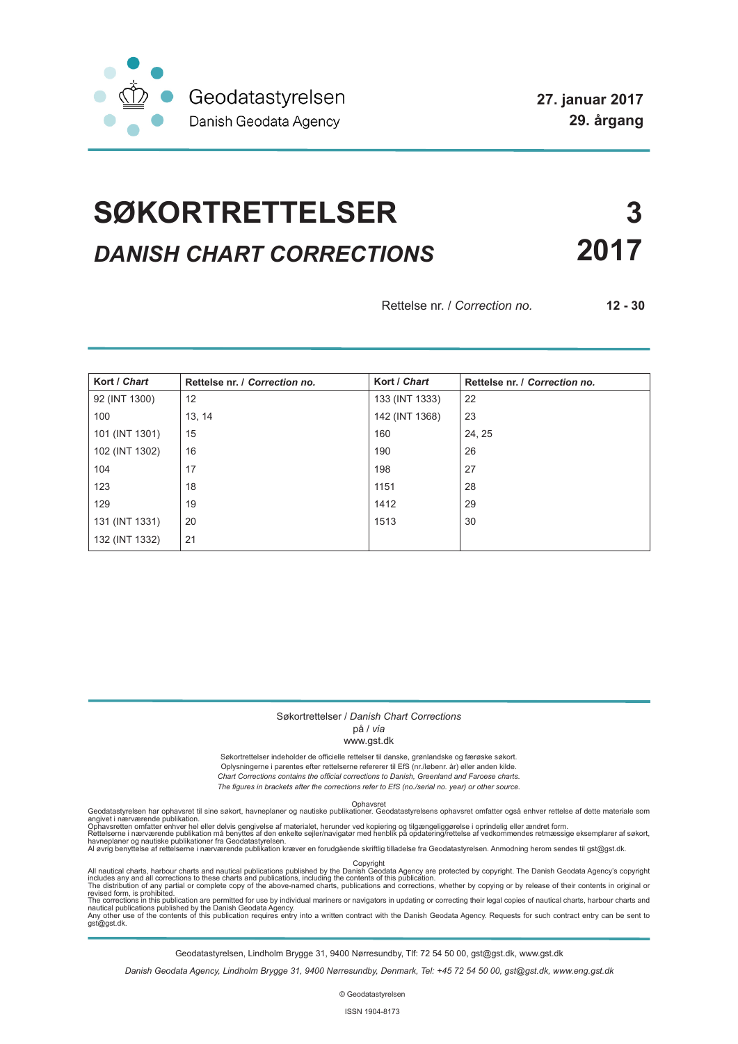Geodatastyrelsen
Danish Geodata Agency

**27. januar 2017**
**29. årgang**

# SØKORTRETTELSER 3

## *DANISH CHART CORRECTIONS* 2017

Rettelse nr. / *Correction no.* **12 - 30**

| Kort / *Chart* | Rettelse nr. / *Correction no.* | Kort / *Chart* | Rettelse nr. / *Correction no.* |
|---|---|---|---|
| 92 (INT 1300) | 12 | 133 (INT 1333) | 22 |
| 100 | 13, 14 | 142 (INT 1368) | 23 |
| 101 (INT 1301) | 15 | 160 | 24, 25 |
| 102 (INT 1302) | 16 | 190 | 26 |
| 104 | 17 | 198 | 27 |
| 123 | 18 | 1151 | 28 |
| 129 | 19 | 1412 | 29 |
| 131 (INT 1331) | 20 | 1513 | 30 |
| 132 (INT 1332) | 21 | | |

Søkortrettelser / *Danish Chart Corrections*
på / *via*
www.gst.dk

Søkortrettelser indeholder de officielle rettelser til danske, grønlandske og færøske søkort.
Oplysningerne i parentes efter rettelserne refererer til EfS (nr./løbenr. år) eller anden kilde.
*Chart Corrections contains the official corrections to Danish, Greenland and Faroese charts.*
*The figures in brackets after the corrections refer to EfS (no./serial no. year) or other source.*

Ophavsret
Geodatastyrelsen har ophavsret til sine søkort, havneplaner og nautiske publikationer. Geodatastyrelsens ophavsret omfatter også enhver rettelse af dette materiale som angivet i nærværende publikation.
Ophavsretten omfatter enhver hel eller delvis gengivelse af materialet, herunder ved kopiering og tilgængeliggørelse i oprindelig eller ændret form.
Rettelserne i nærværende publikation må benyttes af den enkelte sejler/navigatør med henblik på opdatering/rettelse af vedkommendes retmæssige eksemplarer af søkort, havneplaner og nautiske publikationer fra Geodatastyrelsen.
Al øvrig benyttelse af rettelserne i nærværende publikation kræver en forudgående skriftlig tilladelse fra Geodatastyrelsen. Anmodning herom sendes til gst@gst.dk.

Copyright
All nautical charts, harbour charts and nautical publications published by the Danish Geodata Agency are protected by copyright. The Danish Geodata Agency's copyright includes any and all corrections to these charts and publications, including the contents of this publication.
The distribution of any partial or complete copy of the above-named charts, publications and corrections, whether by copying or by release of their contents in original or revised form, is prohibited.
The corrections in this publication are permitted for use by individual mariners or navigators in updating or correcting their legal copies of nautical charts, harbour charts and nautical publications published by the Danish Geodata Agency.
Any other use of the contents of this publication requires entry into a written contract with the Danish Geodata Agency. Requests for such contract entry can be sent to gst@gst.dk.

Geodatastyrelsen, Lindholm Brygge 31, 9400 Nørresundby, Tlf: 72 54 50 00, gst@gst.dk, www.gst.dk

*Danish Geodata Agency, Lindholm Brygge 31, 9400 Nørresundby, Denmark, Tel: +45 72 54 50 00, gst@gst.dk, www.eng.gst.dk*

© Geodatastyrelsen

ISSN 1904-8173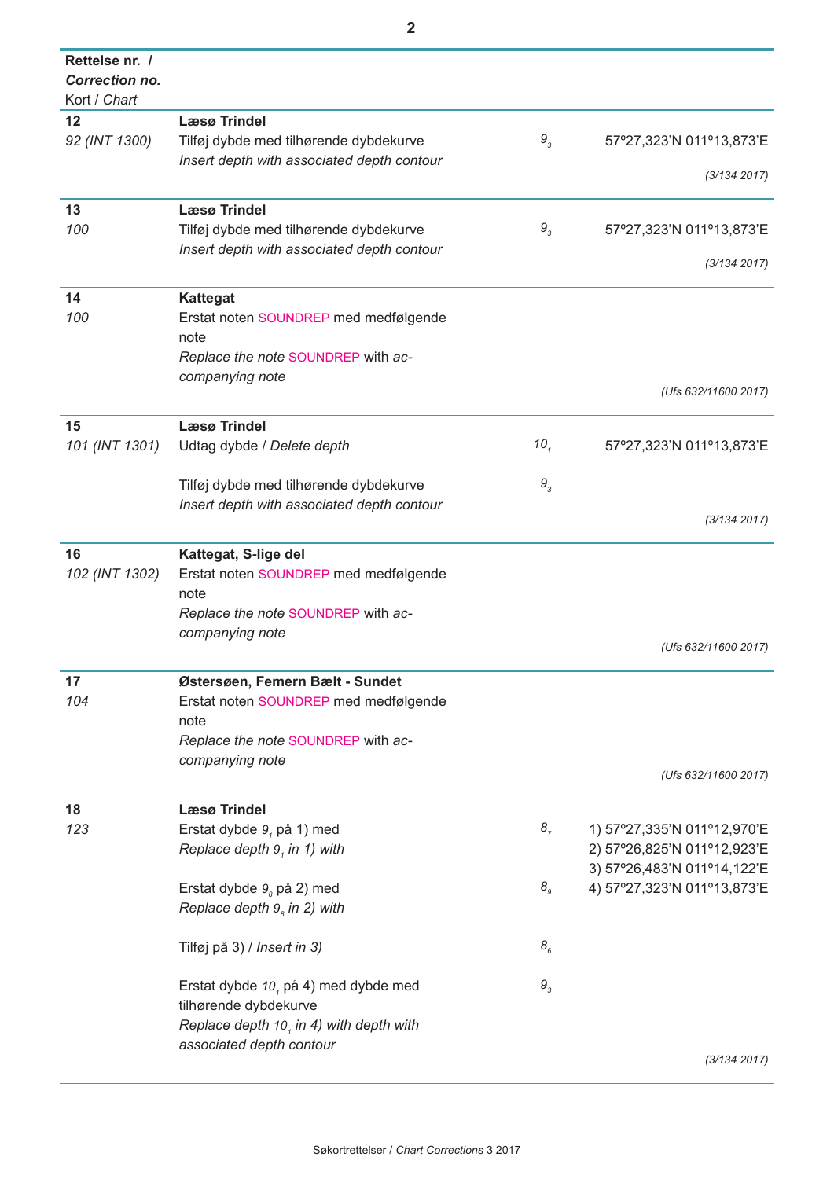| **Rettelse nr. /** ***Correction no.*** Kort / *Chart* | | | |
|---|---|---|---|
| **12** *92 (INT 1300)* | **Læsø Trindel** Tilføj dybde med tilhørende dybdekurve *Insert depth with associated depth contour* | $9_3$ | 57º27,323'N 011º13,873'E *(3/134 2017)* |
| **13** *100* | **Læsø Trindel** Tilføj dybde med tilhørende dybdekurve *Insert depth with associated depth contour* | $9_3$ | 57º27,323'N 011º13,873'E *(3/134 2017)* |
| **14** *100* | **Kattegat** Erstat noten SOUNDREP med medfølgende note *Replace the note* SOUNDREP *with accompanying note* | | *(Ufs 632/11600 2017)* |
| **15** *101 (INT 1301)* | **Læsø Trindel** Udtag dybde / *Delete depth* | $10_1$ | 57º27,323'N 011º13,873'E |
| | Tilføj dybde med tilhørende dybdekurve *Insert depth with associated depth contour* | $9_3$ | *(3/134 2017)* |
| **16** *102 (INT 1302)* | **Kattegat, S-lige del** Erstat noten SOUNDREP med medfølgende note *Replace the note* SOUNDREP *with accompanying note* | | *(Ufs 632/11600 2017)* |
| **17** *104* | **Østersøen, Femern Bælt - Sundet** Erstat noten SOUNDREP med medfølgende note *Replace the note* SOUNDREP *with accompanying note* | | *(Ufs 632/11600 2017)* |
| **18** *123* | **Læsø Trindel** Erstat dybde $9_1$ på 1) med *Replace depth $9_1$ in 1) with* | $8_7$ | 1) 57º27,335'N 011º12,970'E 2) 57º26,825'N 011º12,923'E 3) 57º26,483'N 011º14,122'E 4) 57º27,323'N 011º13,873'E |
| | Erstat dybde $9_8$ på 2) med *Replace depth $9_8$ in 2) with* | $8_9$ | |
| | Tilføj på 3) / *Insert in 3)* | $8_6$ | |
| | Erstat dybde $10_1$ på 4) med dybde med tilhørende dybdekurve *Replace depth $10_1$ in 4) with depth with associated depth contour* | $9_3$ | *(3/134 2017)* |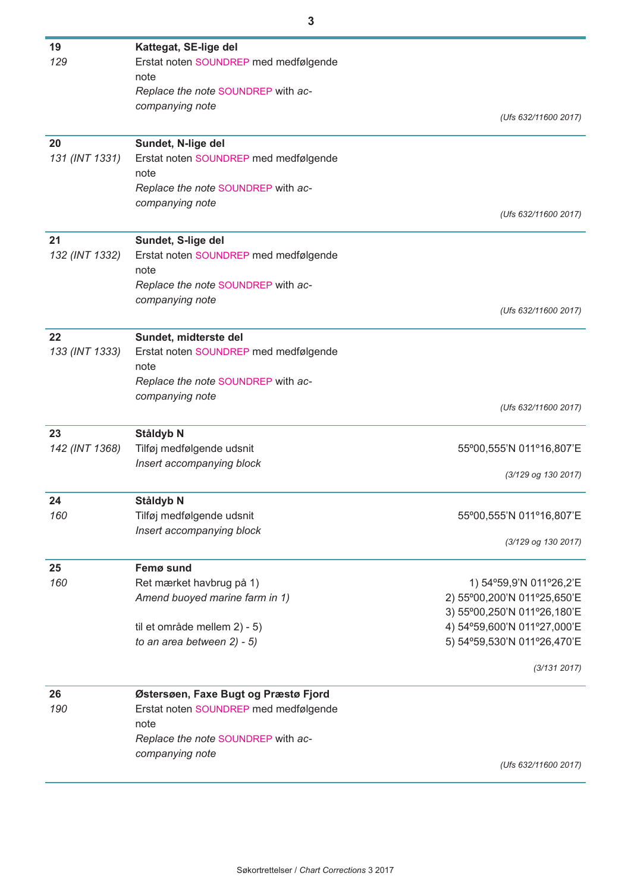**19** *129*

**Kattegat, SE-lige del**

Erstat noten SOUNDREP med medfølgende note

*Replace the note* SOUNDREP *with accompanying note*

*(Ufs 632/11600 2017)*

---

**20** *131 (INT 1331)*

**Sundet, N-lige del**

Erstat noten SOUNDREP med medfølgende note

*Replace the note* SOUNDREP *with accompanying note*

*(Ufs 632/11600 2017)*

---

**21** *132 (INT 1332)*

**Sundet, S-lige del**

Erstat noten SOUNDREP med medfølgende note

*Replace the note* SOUNDREP *with accompanying note*

*(Ufs 632/11600 2017)*

---

**22** *133 (INT 1333)*

**Sundet, midterste del**

Erstat noten SOUNDREP med medfølgende note

*Replace the note* SOUNDREP *with accompanying note*

*(Ufs 632/11600 2017)*

---

**23** *142 (INT 1368)*

**Ståldyb N**

Tilføj medfølgende udsnit — 55º00,555'N 011º16,807'E

*Insert accompanying block*

*(3/129 og 130 2017)*

---

**24** *160*

**Ståldyb N**

Tilføj medfølgende udsnit — 55º00,555'N 011º16,807'E

*Insert accompanying block*

*(3/129 og 130 2017)*

---

**25** *160*

**Femø sund**

Ret mærket havbrug på 1)

*Amend buoyed marine farm in 1)*

til et område mellem 2) - 5)

*to an area between 2) - 5)*

1) 54º59,9'N 011º26,2'E
2) 55º00,200'N 011º25,650'E
3) 55º00,250'N 011º26,180'E
4) 54º59,600'N 011º27,000'E
5) 54º59,530'N 011º26,470'E

*(3/131 2017)*

---

**26** *190*

**Østersøen, Faxe Bugt og Præstø Fjord**

Erstat noten SOUNDREP med medfølgende note

*Replace the note* SOUNDREP *with accompanying note*

*(Ufs 632/11600 2017)*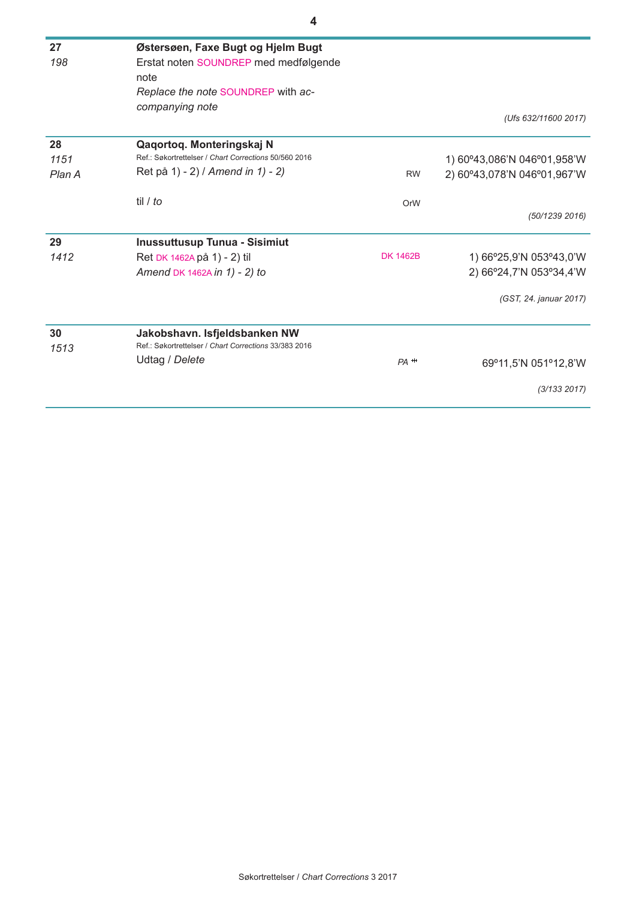| | | | |
|---|---|---|---|
| **27**<br>*198* | **Østersøen, Faxe Bugt og Hjelm Bugt**<br>Erstat noten SOUNDREP med medfølgende note<br>*Replace the note* SOUNDREP with *accompanying note* | | *(Ufs 632/11600 2017)* |
| **28**<br>*1151*<br>*Plan A* | **Qaqortoq. Monteringskaj N**<br>Ref.: Søkortrettelser / *Chart Corrections* 50/560 2016<br>Ret på 1) - 2) / *Amend in 1) - 2)*<br><br>til / *to* | RW<br><br>OrW | 1) 60º43,086'N 046º01,958'W<br>2) 60º43,078'N 046º01,967'W<br><br>*(50/1239 2016)* |
| **29**<br>*1412* | **Inussuttusup Tunua - Sisimiut**<br>Ret DK 1462A på 1) - 2) til<br>*Amend* DK 1462A *in 1) - 2) to* | DK 1462B | 1) 66º25,9'N 053º43,0'W<br>2) 66º24,7'N 053º34,4'W<br><br>*(GST, 24. januar 2017)* |
| **30**<br>*1513* | **Jakobshavn. Isfjeldsbanken NW**<br>Ref.: Søkortrettelser / *Chart Corrections* 33/383 2016<br>Udtag / *Delete* | *PA* ⁺ | 69º11,5'N 051º12,8'W<br><br>*(3/133 2017)* |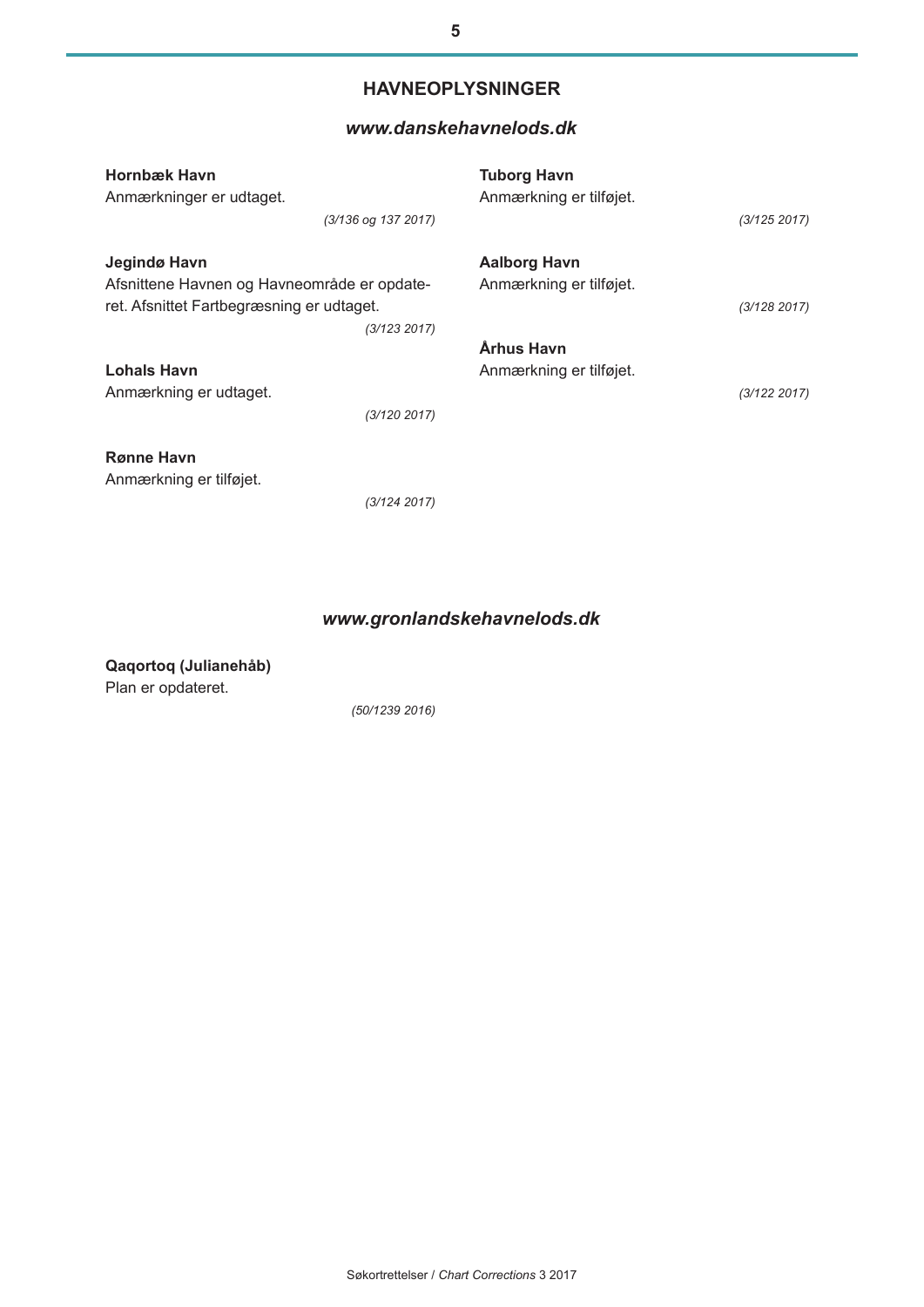# HAVNEOPLYSNINGER

## *www.danskehavnelods.dk*

**Hornbæk Havn**
Anmærkninger er udtaget.

*(3/136 og 137 2017)*

**Jegindø Havn**
Afsnittene Havnen og Havneområde er opdateret. Afsnittet Fartbegræsning er udtaget.

*(3/123 2017)*

**Lohals Havn**
Anmærkning er udtaget.

*(3/120 2017)*

**Rønne Havn**
Anmærkning er tilføjet.

*(3/124 2017)*

**Tuborg Havn**
Anmærkning er tilføjet.

*(3/125 2017)*

**Aalborg Havn**
Anmærkning er tilføjet.

*(3/128 2017)*

**Århus Havn**
Anmærkning er tilføjet.

*(3/122 2017)*

## *www.gronlandskehavnelods.dk*

**Qaqortoq (Julianehåb)**
Plan er opdateret.

*(50/1239 2016)*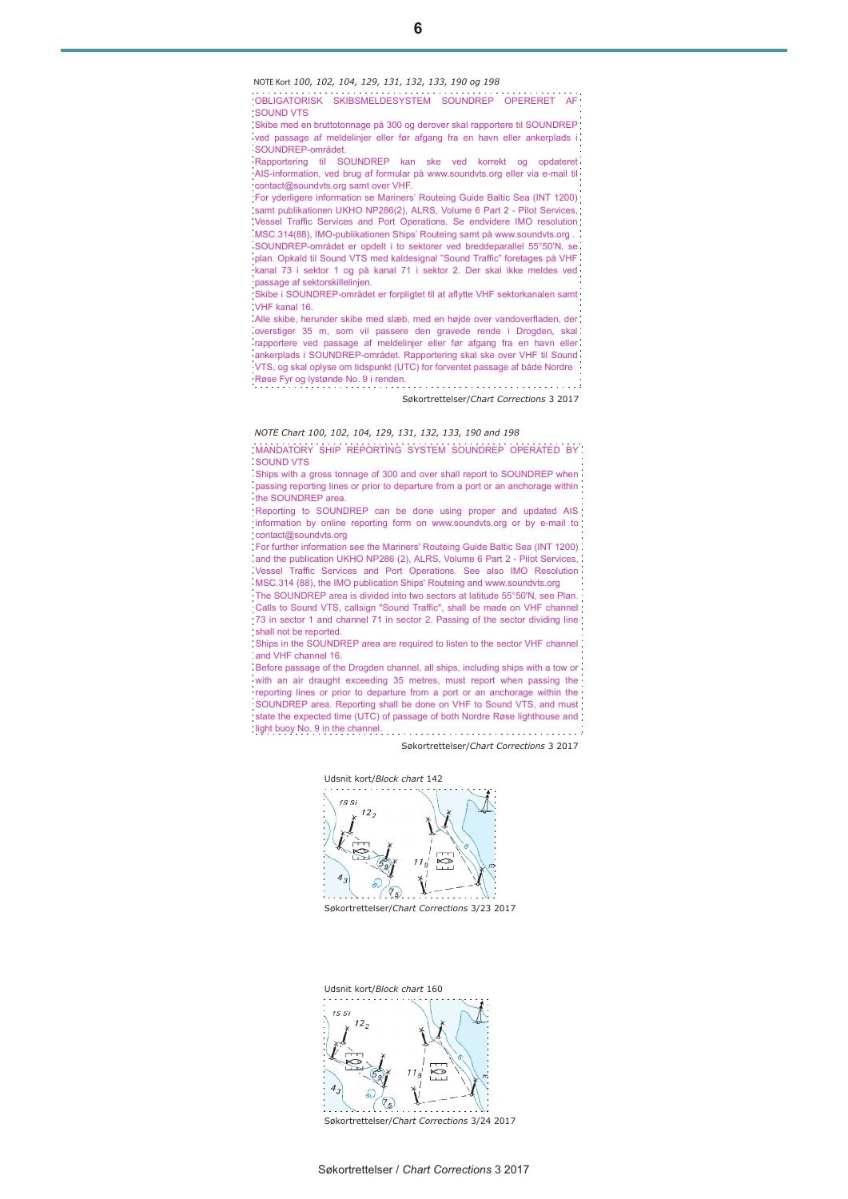NOTE Kort *100, 102, 104, 129, 131, 132, 133, 190 og 198*

OBLIGATORISK SKIBSMELDESYSTEM SOUNDREP OPERERET AF SOUND VTS

Skibe med en bruttotonnage på 300 og derover skal rapportere til SOUNDREP ved passage af meldelinjer eller før afgang fra en havn eller ankerplads i SOUNDREP-området.

Rapportering til SOUNDREP kan ske ved korrekt og opdateret AIS-information, ved brug af formular på www.soundvts.org eller via e-mail til contact@soundvts.org samt over VHF.

For yderligere information se Mariners' Routeing Guide Baltic Sea (INT 1200) samt publikationen UKHO NP286(2), ALRS, Volume 6 Part 2 - Pilot Services, Vessel Traffic Services and Port Operations. Se endvidere IMO resolution MSC.314(88), IMO-publikationen Ships' Routeing samt på www.soundvts.org .

SOUNDREP-området er opdelt i to sektorer ved breddeparallel 55°50'N, se plan. Opkald til Sound VTS med kaldesignal "Sound Traffic" foretages på VHF kanal 73 i sektor 1 og på kanal 71 i sektor 2. Der skal ikke meldes ved passage af sektorskillelinjen.

Skibe i SOUNDREP-området er forpligtet til at aflytte VHF sektorkanalen samt VHF kanal 16.

Alle skibe, herunder skibe med slæb, med en højde over vandoverfladen, der overstiger 35 m, som vil passere den gravede rende i Drogden, skal rapportere ved passage af meldelinjer eller før afgang fra en havn eller ankerplads i SOUNDREP-området. Rapportering skal ske over VHF til Sound VTS, og skal oplyse om tidspunkt (UTC) for forventet passage af både Nordre Røse Fyr og lystønde No. 9 i renden.

Søkortrettelser/*Chart Corrections* 3 2017

*NOTE Chart 100, 102, 104, 129, 131, 132, 133, 190 and 198*

MANDATORY SHIP REPORTING SYSTEM SOUNDREP OPERATED BY SOUND VTS

Ships with a gross tonnage of 300 and over shall report to SOUNDREP when passing reporting lines or prior to departure from a port or an anchorage within the SOUNDREP area.

Reporting to SOUNDREP can be done using proper and updated AIS information by online reporting form on www.soundvts.org or by e-mail to contact@soundvts.org

For further information see the Mariners' Routeing Guide Baltic Sea (INT 1200) and the publication UKHO NP286 (2), ALRS, Volume 6 Part 2 - Pilot Services, Vessel Traffic Services and Port Operations. See also IMO Resolution MSC.314 (88), the IMO publication Ships' Routeing and www.soundvts.org

The SOUNDREP area is divided into two sectors at latitude 55°50'N, see Plan. Calls to Sound VTS, callsign "Sound Traffic", shall be made on VHF channel 73 in sector 1 and channel 71 in sector 2. Passing of the sector dividing line shall not be reported.

Ships in the SOUNDREP area are required to listen to the sector VHF channel and VHF channel 16.

Before passage of the Drogden channel, all ships, including ships with a tow or with an air draught exceeding 35 metres, must report when passing the reporting lines or prior to departure from a port or an anchorage within the SOUNDREP area. Reporting shall be done on VHF to Sound VTS, and must state the expected time (UTC) of passage of both Nordre Røse lighthouse and light buoy No. 9 in the channel.

Søkortrettelser/*Chart Corrections* 3 2017

Udsnit kort/*Block chart* 142

fS Si
$12_2$
$5_9$
$11_9$
$4_3$
$7_5$
6
m

Søkortrettelser/*Chart Corrections* 3/23 2017

Udsnit kort/*Block chart* 160

fS Si
$12_2$
$5_9$
$11_9$
$4_3$
$7_5$
6
m

Søkortrettelser/*Chart Corrections* 3/24 2017